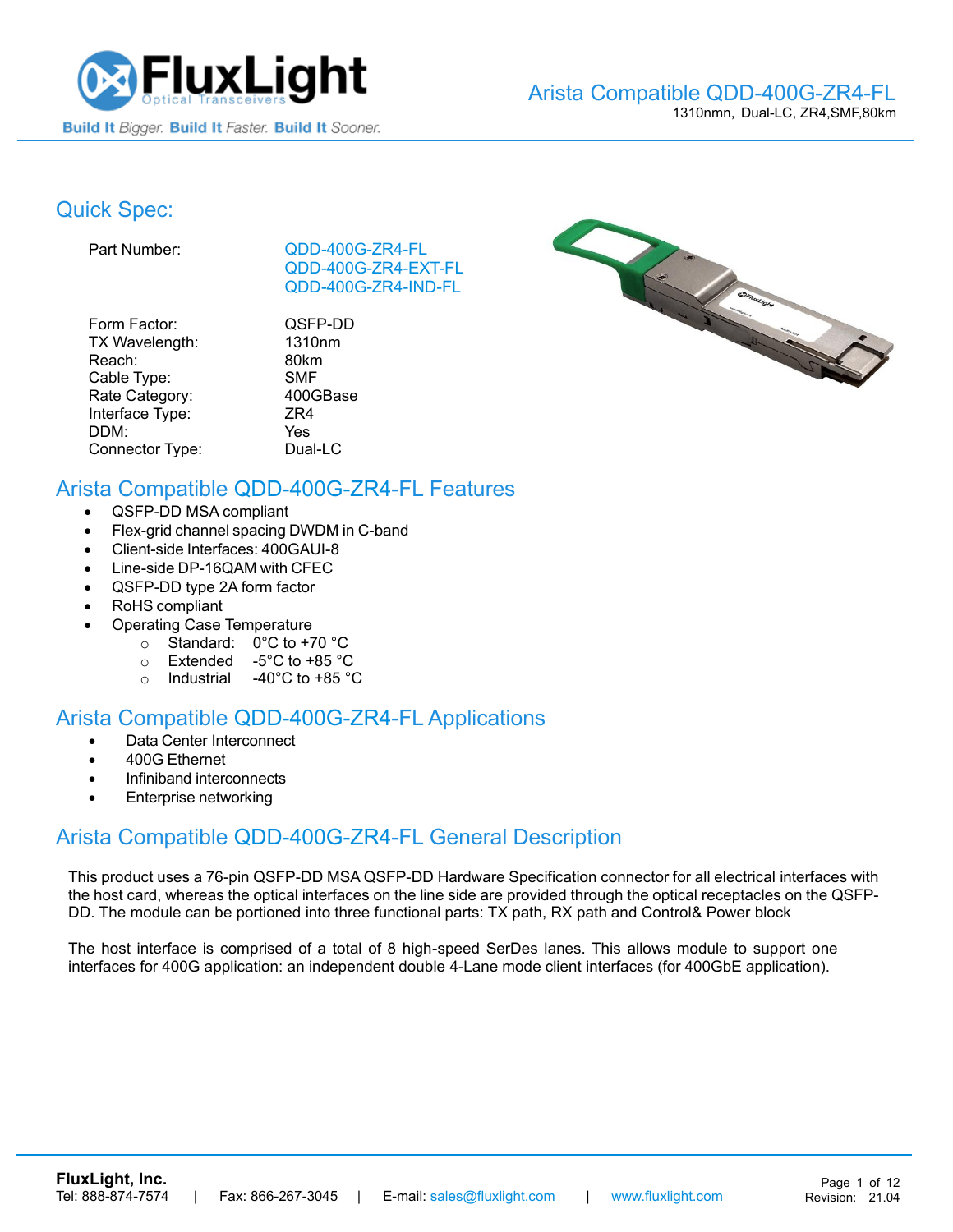# Arista Compatible QDD-400G-ZR4-FL

1310nmn, Dual-LC, ZR4,SMF,80km

## Quick Spec:

| | |
|---|---|
| Part Number: | QDD-400G-ZR4-FL<br>QDD-400G-ZR4-EXT-FL<br>QDD-400G-ZR4-IND-FL |
| Form Factor: | QSFP-DD |
| TX Wavelength: | 1310nm |
| Reach: | 80km |
| Cable Type: | SMF |
| Rate Category: | 400GBase |
| Interface Type: | ZR4 |
| DDM: | Yes |
| Connector Type: | Dual-LC |

## Arista Compatible QDD-400G-ZR4-FL Features

- QSFP-DD MSA compliant
- Flex-grid channel spacing DWDM in C-band
- Client-side Interfaces: 400GAUI-8
- Line-side DP-16QAM with CFEC
- QSFP-DD type 2A form factor
- RoHS compliant
- Operating Case Temperature
  - Standard: 0°C to +70 °C
  - Extended -5°C to +85 °C
  - Industrial -40°C to +85 °C

## Arista Compatible QDD-400G-ZR4-FL Applications

- Data Center Interconnect
- 400G Ethernet
- Infiniband interconnects
- Enterprise networking

## Arista Compatible QDD-400G-ZR4-FL General Description

This product uses a 76-pin QSFP-DD MSA QSFP-DD Hardware Specification connector for all electrical interfaces with the host card, whereas the optical interfaces on the line side are provided through the optical receptacles on the QSFP-DD. The module can be portioned into three functional parts: TX path, RX path and Control& Power block

The host interface is comprised of a total of 8 high-speed SerDes lanes. This allows module to support one interfaces for 400G application: an independent double 4-Lane mode client interfaces (for 400GbE application).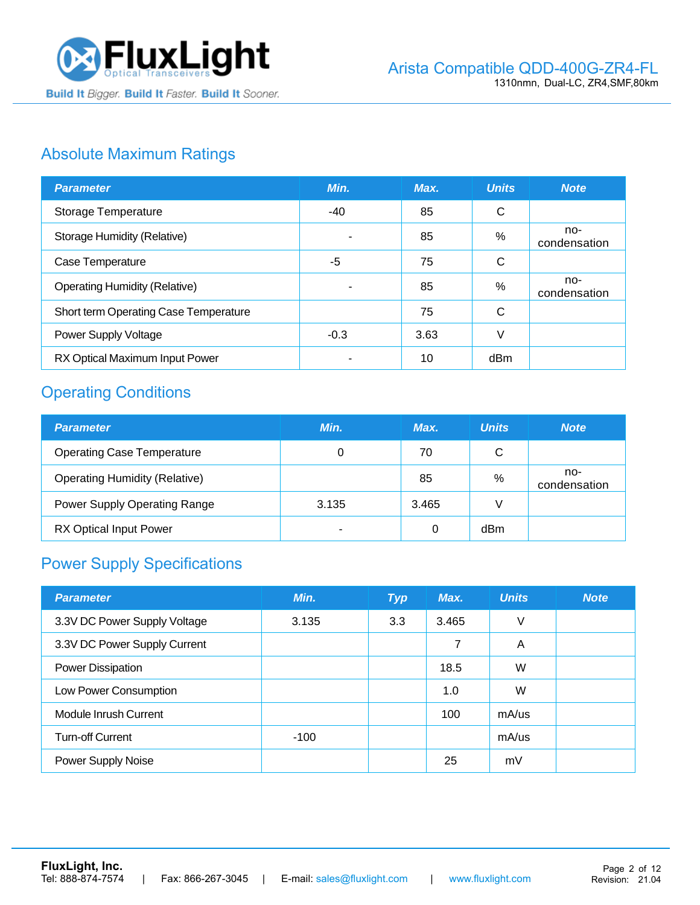## Absolute Maximum Ratings

| Parameter | Min. | Max. | Units | Note |
|---|---|---|---|---|
| Storage Temperature | -40 | 85 | C | |
| Storage Humidity (Relative) | - | 85 | % | no-condensation |
| Case Temperature | -5 | 75 | C | |
| Operating Humidity (Relative) | - | 85 | % | no-condensation |
| Short term Operating Case Temperature | | 75 | C | |
| Power Supply Voltage | -0.3 | 3.63 | V | |
| RX Optical Maximum Input Power | - | 10 | dBm | |

## Operating Conditions

| Parameter | Min. | Max. | Units | Note |
|---|---|---|---|---|
| Operating Case Temperature | 0 | 70 | C | |
| Operating Humidity (Relative) | | 85 | % | no-condensation |
| Power Supply Operating Range | 3.135 | 3.465 | V | |
| RX Optical Input Power | - | 0 | dBm | |

## Power Supply Specifications

| Parameter | Min. | Typ | Max. | Units | Note |
|---|---|---|---|---|---|
| 3.3V DC Power Supply Voltage | 3.135 | 3.3 | 3.465 | V | |
| 3.3V DC Power Supply Current | | | 7 | A | |
| Power Dissipation | | | 18.5 | W | |
| Low Power Consumption | | | 1.0 | W | |
| Module Inrush Current | | | 100 | mA/us | |
| Turn-off Current | -100 | | | mA/us | |
| Power Supply Noise | | | 25 | mV | |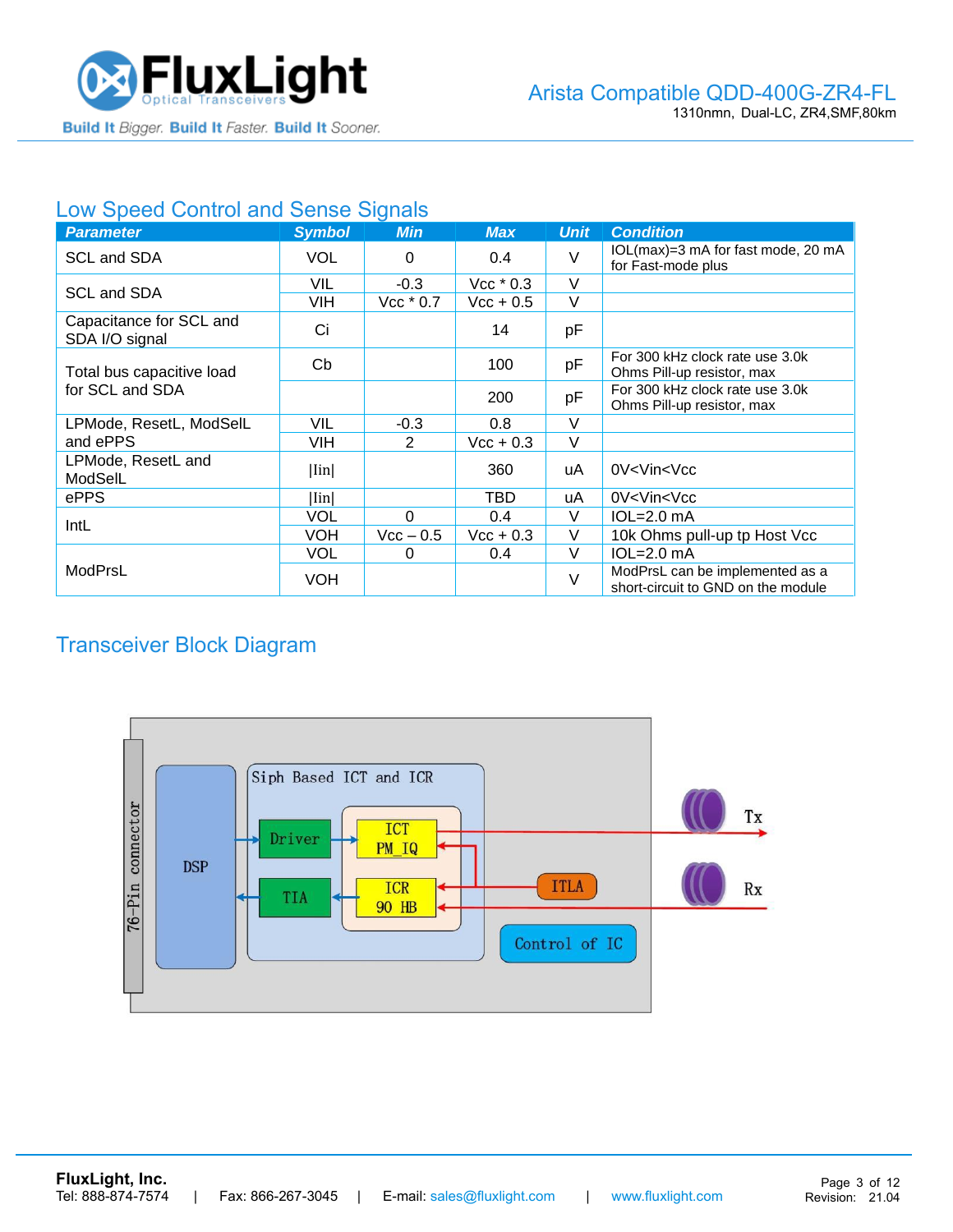## Low Speed Control and Sense Signals

| Parameter | Symbol | Min | Max | Unit | Condition |
|---|---|---|---|---|---|
| SCL and SDA | VOL | 0 | 0.4 | V | IOL(max)=3 mA for fast mode, 20 mA for Fast-mode plus |
| SCL and SDA | VIL | -0.3 | Vcc * 0.3 | V | |
| | VIH | Vcc * 0.7 | Vcc + 0.5 | V | |
| Capacitance for SCL and SDA I/O signal | Ci | | 14 | pF | |
| Total bus capacitive load for SCL and SDA | Cb | | 100 | pF | For 300 kHz clock rate use 3.0k Ohms Pill-up resistor, max |
| | | | 200 | pF | For 300 kHz clock rate use 3.0k Ohms Pill-up resistor, max |
| LPMode, ResetL, ModSelL and ePPS | VIL | -0.3 | 0.8 | V | |
| | VIH | 2 | Vcc + 0.3 | V | |
| LPMode, ResetL and ModSelL | \|Iin\| | | 360 | uA | 0V<Vin<Vcc |
| ePPS | \|Iin\| | | TBD | uA | 0V<Vin<Vcc |
| IntL | VOL | 0 | 0.4 | V | IOL=2.0 mA |
| | VOH | Vcc – 0.5 | Vcc + 0.3 | V | 10k Ohms pull-up tp Host Vcc |
| ModPrsL | VOL | 0 | 0.4 | V | IOL=2.0 mA |
| | VOH | | | V | ModPrsL can be implemented as a short-circuit to GND on the module |

## Transceiver Block Diagram

76-Pin connector | DSP | Siph Based ICT and ICR | Driver | TIA | ICT PM_IQ | ICR 90 HB | ITLA | Control of IC | Tx | Rx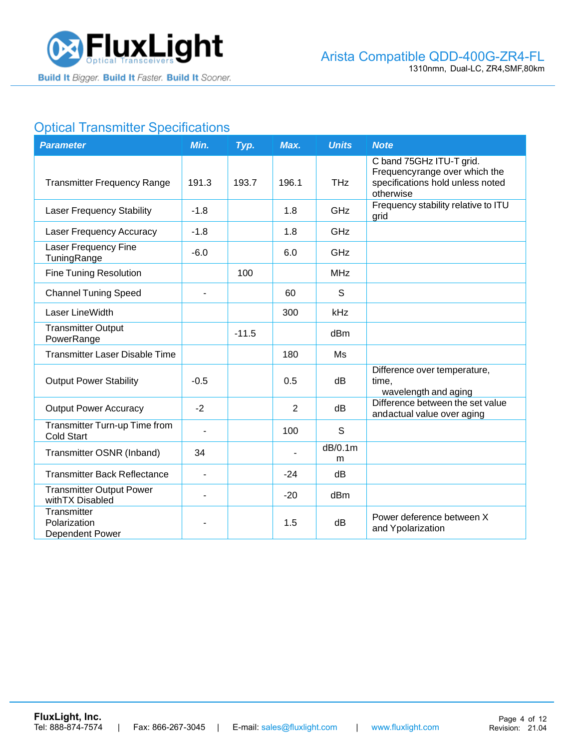## Optical Transmitter Specifications

| Parameter | Min. | Typ. | Max. | Units | Note |
|---|---|---|---|---|---|
| Transmitter Frequency Range | 191.3 | 193.7 | 196.1 | THz | C band 75GHz ITU-T grid. Frequencyrange over which the specifications hold unless noted otherwise |
| Laser Frequency Stability | -1.8 | | 1.8 | GHz | Frequency stability relative to ITU grid |
| Laser Frequency Accuracy | -1.8 | | 1.8 | GHz | |
| Laser Frequency Fine TuningRange | -6.0 | | 6.0 | GHz | |
| Fine Tuning Resolution | | 100 | | MHz | |
| Channel Tuning Speed | - | | 60 | S | |
| Laser LineWidth | | | 300 | kHz | |
| Transmitter Output PowerRange | | -11.5 | | dBm | |
| Transmitter Laser Disable Time | | | 180 | Ms | |
| Output Power Stability | -0.5 | | 0.5 | dB | Difference over temperature, time, wavelength and aging |
| Output Power Accuracy | -2 | | 2 | dB | Difference between the set value andactual value over aging |
| Transmitter Turn-up Time from Cold Start | - | | 100 | S | |
| Transmitter OSNR (Inband) | 34 | | - | dB/0.1mm | |
| Transmitter Back Reflectance | - | | -24 | dB | |
| Transmitter Output Power withTX Disabled | - | | -20 | dBm | |
| Transmitter Polarization Dependent Power | - | | 1.5 | dB | Power deference between X and Ypolarization |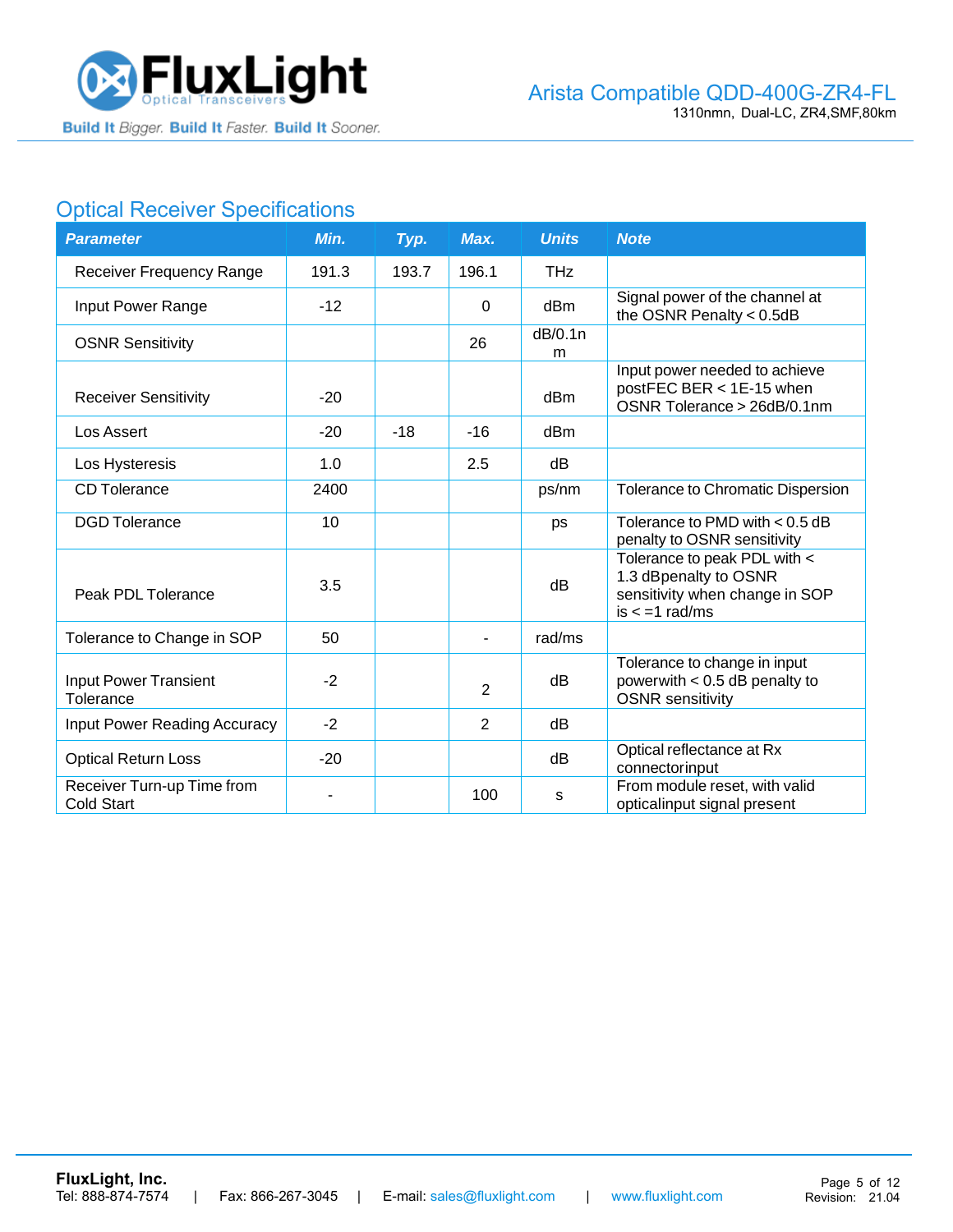## Optical Receiver Specifications

| Parameter | Min. | Typ. | Max. | Units | Note |
|---|---|---|---|---|---|
| Receiver Frequency Range | 191.3 | 193.7 | 196.1 | THz | |
| Input Power Range | -12 | | 0 | dBm | Signal power of the channel at the OSNR Penalty < 0.5dB |
| OSNR Sensitivity | | | 26 | dB/0.1nm | |
| Receiver Sensitivity | -20 | | | dBm | Input power needed to achieve postFEC BER < 1E-15 when OSNR Tolerance > 26dB/0.1nm |
| Los Assert | -20 | -18 | -16 | dBm | |
| Los Hysteresis | 1.0 | | 2.5 | dB | |
| CD Tolerance | 2400 | | | ps/nm | Tolerance to Chromatic Dispersion |
| DGD Tolerance | 10 | | | ps | Tolerance to PMD with < 0.5 dB penalty to OSNR sensitivity |
| Peak PDL Tolerance | 3.5 | | | dB | Tolerance to peak PDL with < 1.3 dBpenalty to OSNR sensitivity when change in SOP is < =1 rad/ms |
| Tolerance to Change in SOP | 50 | | - | rad/ms | |
| Input Power Transient Tolerance | -2 | | 2 | dB | Tolerance to change in input powerwith < 0.5 dB penalty to OSNR sensitivity |
| Input Power Reading Accuracy | -2 | | 2 | dB | |
| Optical Return Loss | -20 | | | dB | Optical reflectance at Rx connectorinput |
| Receiver Turn-up Time from Cold Start | - | | 100 | s | From module reset, with valid opticalinput signal present |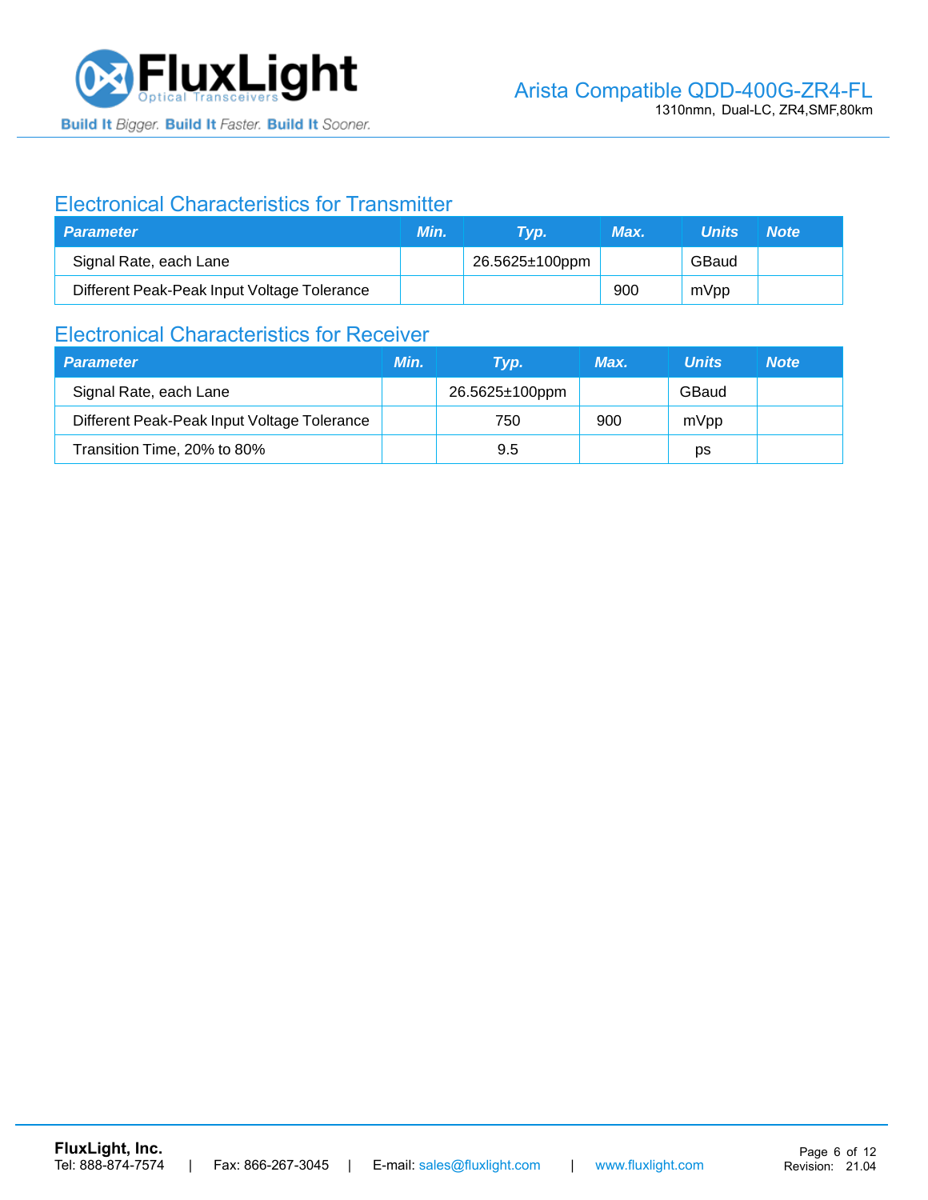## Electronical Characteristics for Transmitter

| Parameter | Min. | Typ. | Max. | Units | Note |
|---|---|---|---|---|---|
| Signal Rate, each Lane | | 26.5625±100ppm | | GBaud | |
| Different Peak-Peak Input Voltage Tolerance | | | 900 | mVpp | |

## Electronical Characteristics for Receiver

| Parameter | Min. | Typ. | Max. | Units | Note |
|---|---|---|---|---|---|
| Signal Rate, each Lane | | 26.5625±100ppm | | GBaud | |
| Different Peak-Peak Input Voltage Tolerance | | 750 | 900 | mVpp | |
| Transition Time, 20% to 80% | | 9.5 | | ps | |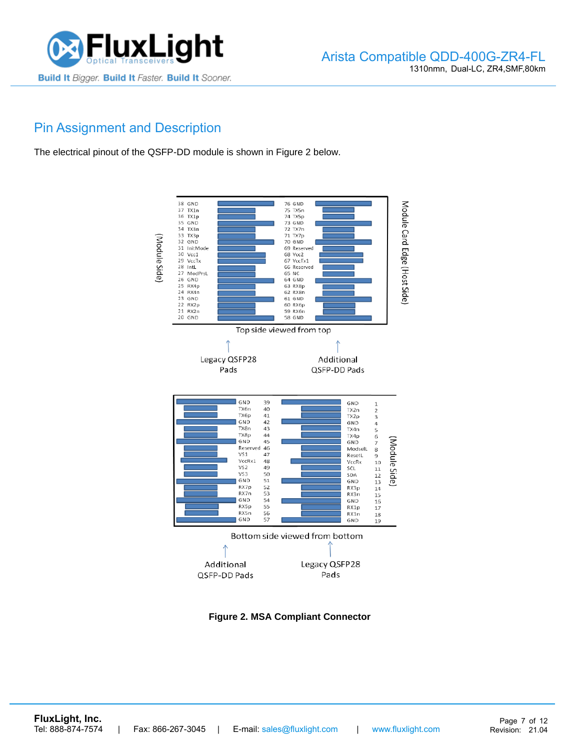## Pin Assignment and Description

The electrical pinout of the QSFP-DD module is shown in Figure 2 below.

| Pin | Name | Pin | Name |
|---|---|---|---|
| 38 | GND | 76 | GND |
| 37 | TX1n | 75 | TX5n |
| 36 | TX1p | 74 | TX5p |
| 35 | GND | 73 | GND |
| 34 | TX3n | 72 | TX7n |
| 33 | TX3p | 71 | TX7p |
| 32 | GND | 70 | GND |
| 31 | InitMode | 69 | Reserved |
| 30 | Vcc1 | 68 | Vcc2 |
| 29 | VccTx | 67 | VccTx1 |
| 28 | IntL | 66 | Reserved |
| 27 | ModPrsL | 65 | NC |
| 26 | GND | 64 | GND |
| 25 | RX4p | 63 | RX8p |
| 24 | RX4n | 62 | RX8n |
| 23 | GND | 61 | GND |
| 22 | RX2p | 60 | RX6p |
| 21 | RX2n | 59 | RX6n |
| 20 | GND | 58 | GND |

Top side viewed from top (Module Side / Module Card Edge (Host Side)); left: Legacy QSFP28 Pads, right: Additional QSFP-DD Pads

| Name | Pin | Name | Pin |
|---|---|---|---|
| GND | 39 | GND | 1 |
| TX6n | 40 | TX2n | 2 |
| TX6p | 41 | TX2p | 3 |
| GND | 42 | GND | 4 |
| TX8n | 43 | TX4n | 5 |
| TX8p | 44 | TX4p | 6 |
| GND | 45 | GND | 7 |
| Reserved | 46 | ModselL | 8 |
| VS1 | 47 | ResetL | 9 |
| VccRx1 | 48 | VccRx | 10 |
| VS2 | 49 | SCL | 11 |
| VS3 | 50 | SDA | 12 |
| GND | 51 | GND | 13 |
| RX7p | 52 | RX3p | 14 |
| RX7n | 53 | RX3n | 15 |
| GND | 54 | GND | 16 |
| RX5p | 55 | RX1p | 17 |
| RX5n | 56 | RX1n | 18 |
| GND | 57 | GND | 19 |

Bottom side viewed from bottom (Module Side); left: Additional QSFP-DD Pads, right: Legacy QSFP28 Pads

**Figure 2. MSA Compliant Connector**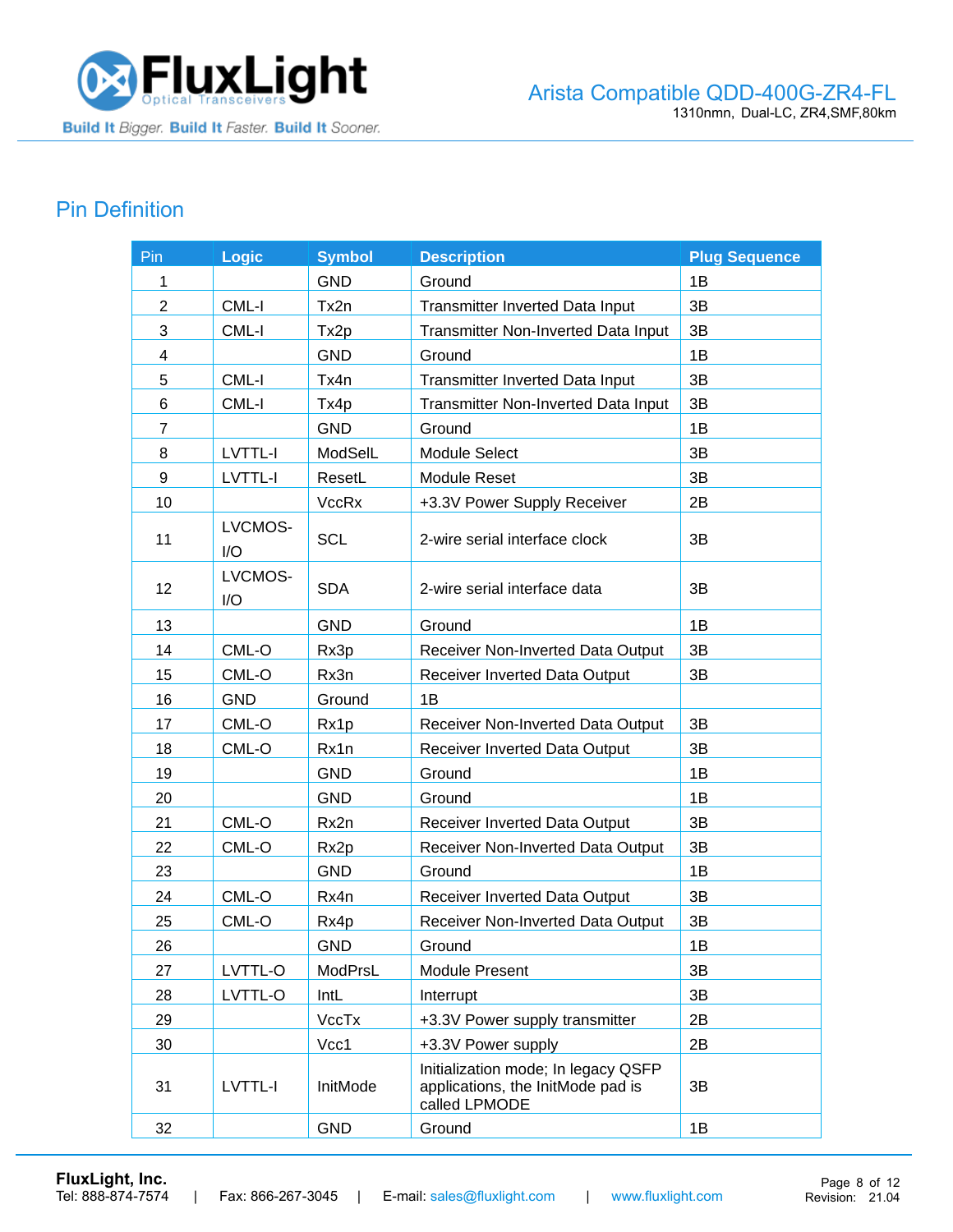## Pin Definition

| Pin | Logic | Symbol | Description | Plug Sequence |
|---|---|---|---|---|
| 1 | | GND | Ground | 1B |
| 2 | CML-I | Tx2n | Transmitter Inverted Data Input | 3B |
| 3 | CML-I | Tx2p | Transmitter Non-Inverted Data Input | 3B |
| 4 | | GND | Ground | 1B |
| 5 | CML-I | Tx4n | Transmitter Inverted Data Input | 3B |
| 6 | CML-I | Tx4p | Transmitter Non-Inverted Data Input | 3B |
| 7 | | GND | Ground | 1B |
| 8 | LVTTL-I | ModSelL | Module Select | 3B |
| 9 | LVTTL-I | ResetL | Module Reset | 3B |
| 10 | | VccRx | +3.3V Power Supply Receiver | 2B |
| 11 | LVCMOS-I/O | SCL | 2-wire serial interface clock | 3B |
| 12 | LVCMOS-I/O | SDA | 2-wire serial interface data | 3B |
| 13 | | GND | Ground | 1B |
| 14 | CML-O | Rx3p | Receiver Non-Inverted Data Output | 3B |
| 15 | CML-O | Rx3n | Receiver Inverted Data Output | 3B |
| 16 | GND | Ground | 1B | |
| 17 | CML-O | Rx1p | Receiver Non-Inverted Data Output | 3B |
| 18 | CML-O | Rx1n | Receiver Inverted Data Output | 3B |
| 19 | | GND | Ground | 1B |
| 20 | | GND | Ground | 1B |
| 21 | CML-O | Rx2n | Receiver Inverted Data Output | 3B |
| 22 | CML-O | Rx2p | Receiver Non-Inverted Data Output | 3B |
| 23 | | GND | Ground | 1B |
| 24 | CML-O | Rx4n | Receiver Inverted Data Output | 3B |
| 25 | CML-O | Rx4p | Receiver Non-Inverted Data Output | 3B |
| 26 | | GND | Ground | 1B |
| 27 | LVTTL-O | ModPrsL | Module Present | 3B |
| 28 | LVTTL-O | IntL | Interrupt | 3B |
| 29 | | VccTx | +3.3V Power supply transmitter | 2B |
| 30 | | Vcc1 | +3.3V Power supply | 2B |
| 31 | LVTTL-I | InitMode | Initialization mode; In legacy QSFP applications, the InitMode pad is called LPMODE | 3B |
| 32 | | GND | Ground | 1B |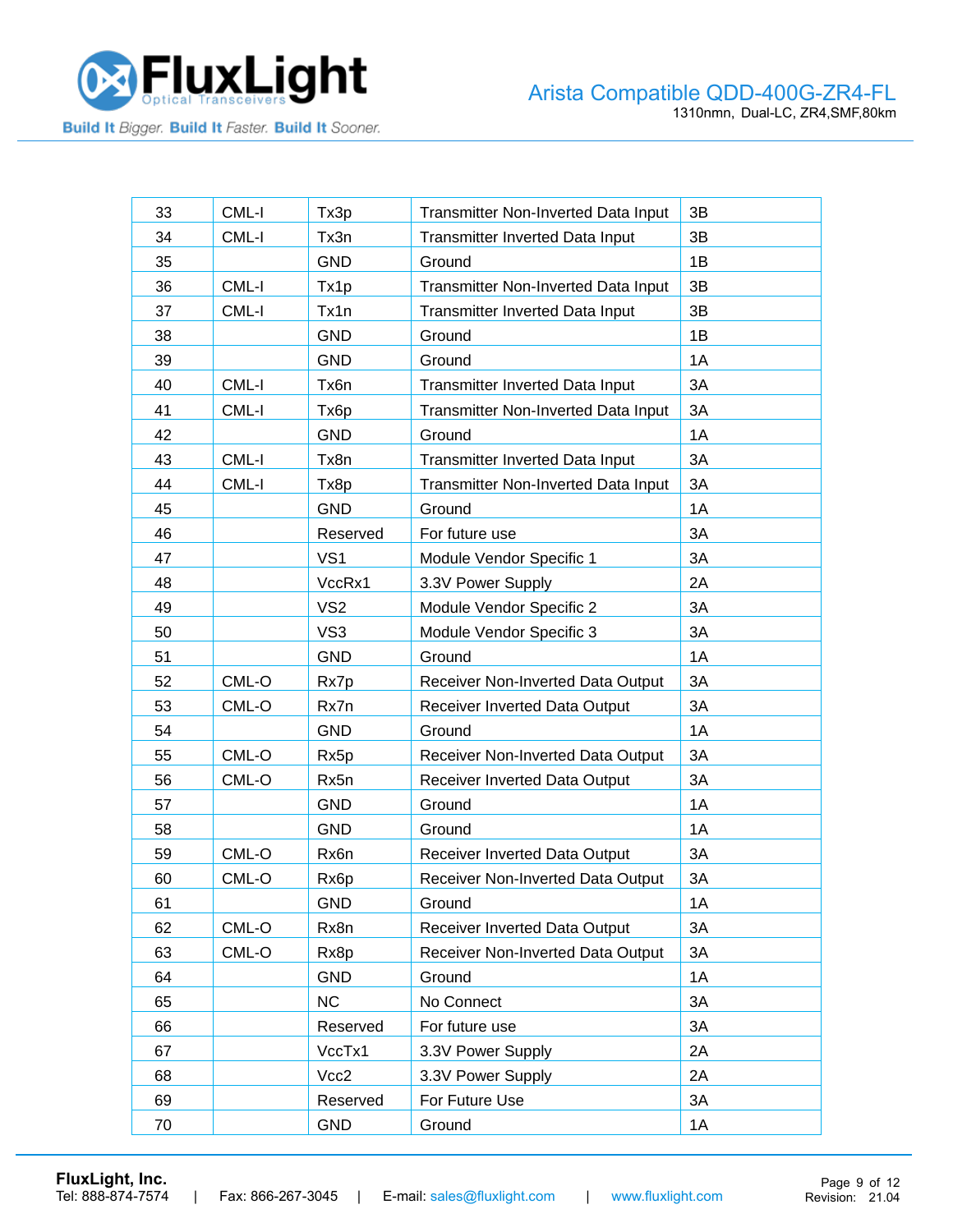| 33 | CML-I | Tx3p | Transmitter Non-Inverted Data Input | 3B |
|---|---|---|---|---|
| 34 | CML-I | Tx3n | Transmitter Inverted Data Input | 3B |
| 35 | | GND | Ground | 1B |
| 36 | CML-I | Tx1p | Transmitter Non-Inverted Data Input | 3B |
| 37 | CML-I | Tx1n | Transmitter Inverted Data Input | 3B |
| 38 | | GND | Ground | 1B |
| 39 | | GND | Ground | 1A |
| 40 | CML-I | Tx6n | Transmitter Inverted Data Input | 3A |
| 41 | CML-I | Tx6p | Transmitter Non-Inverted Data Input | 3A |
| 42 | | GND | Ground | 1A |
| 43 | CML-I | Tx8n | Transmitter Inverted Data Input | 3A |
| 44 | CML-I | Tx8p | Transmitter Non-Inverted Data Input | 3A |
| 45 | | GND | Ground | 1A |
| 46 | | Reserved | For future use | 3A |
| 47 | | VS1 | Module Vendor Specific 1 | 3A |
| 48 | | VccRx1 | 3.3V Power Supply | 2A |
| 49 | | VS2 | Module Vendor Specific 2 | 3A |
| 50 | | VS3 | Module Vendor Specific 3 | 3A |
| 51 | | GND | Ground | 1A |
| 52 | CML-O | Rx7p | Receiver Non-Inverted Data Output | 3A |
| 53 | CML-O | Rx7n | Receiver Inverted Data Output | 3A |
| 54 | | GND | Ground | 1A |
| 55 | CML-O | Rx5p | Receiver Non-Inverted Data Output | 3A |
| 56 | CML-O | Rx5n | Receiver Inverted Data Output | 3A |
| 57 | | GND | Ground | 1A |
| 58 | | GND | Ground | 1A |
| 59 | CML-O | Rx6n | Receiver Inverted Data Output | 3A |
| 60 | CML-O | Rx6p | Receiver Non-Inverted Data Output | 3A |
| 61 | | GND | Ground | 1A |
| 62 | CML-O | Rx8n | Receiver Inverted Data Output | 3A |
| 63 | CML-O | Rx8p | Receiver Non-Inverted Data Output | 3A |
| 64 | | GND | Ground | 1A |
| 65 | | NC | No Connect | 3A |
| 66 | | Reserved | For future use | 3A |
| 67 | | VccTx1 | 3.3V Power Supply | 2A |
| 68 | | Vcc2 | 3.3V Power Supply | 2A |
| 69 | | Reserved | For Future Use | 3A |
| 70 | | GND | Ground | 1A |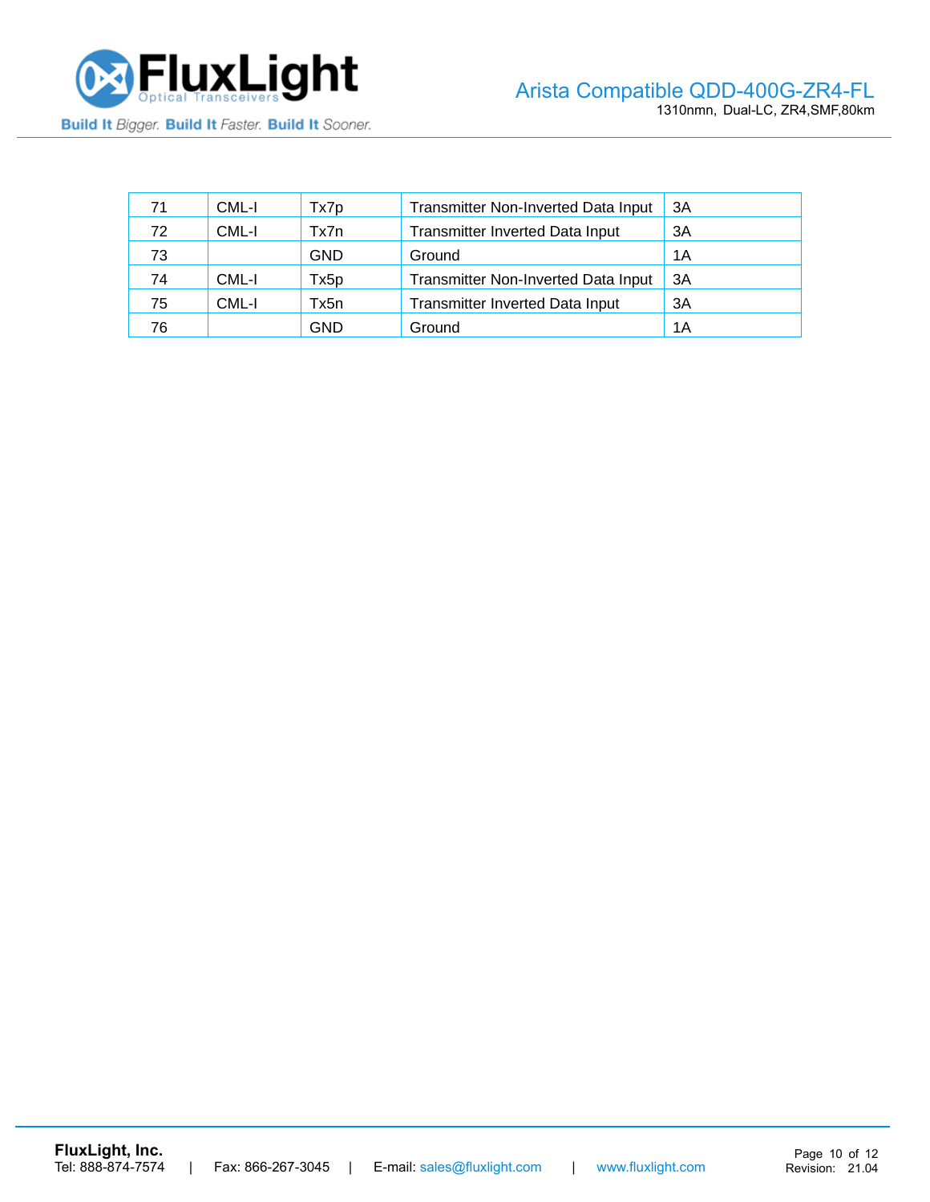| 71 | CML-I | Tx7p | Transmitter Non-Inverted Data Input | 3A |
|---|---|---|---|---|
| 72 | CML-I | Tx7n | Transmitter Inverted Data Input | 3A |
| 73 | | GND | Ground | 1A |
| 74 | CML-I | Tx5p | Transmitter Non-Inverted Data Input | 3A |
| 75 | CML-I | Tx5n | Transmitter Inverted Data Input | 3A |
| 76 | | GND | Ground | 1A |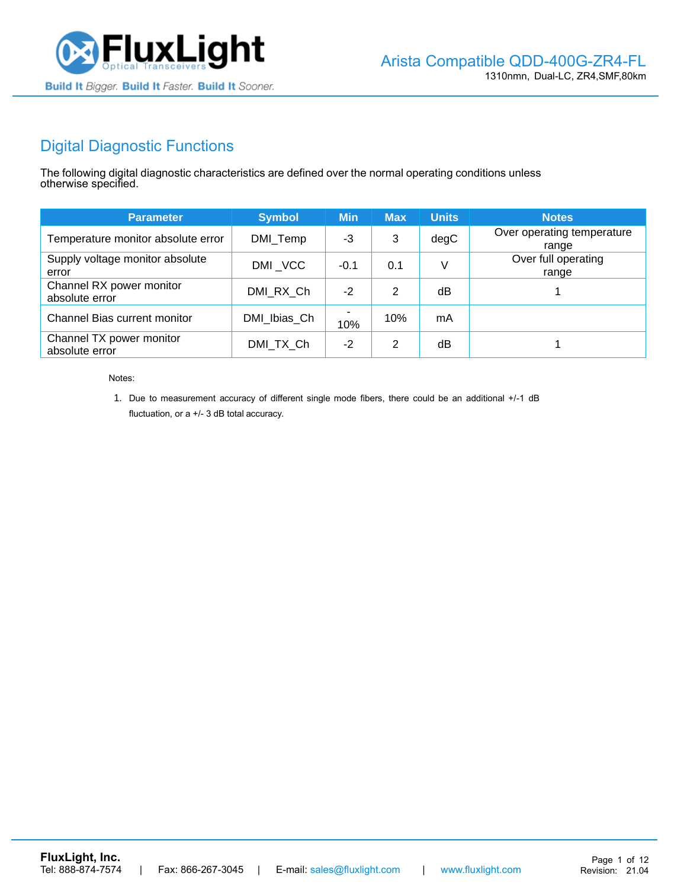## Digital Diagnostic Functions

The following digital diagnostic characteristics are defined over the normal operating conditions unless otherwise specified.

| Parameter | Symbol | Min | Max | Units | Notes |
|---|---|---|---|---|---|
| Temperature monitor absolute error | DMI_Temp | -3 | 3 | degC | Over operating temperature range |
| Supply voltage monitor absolute error | DMI _VCC | -0.1 | 0.1 | V | Over full operating range |
| Channel RX power monitor absolute error | DMI_RX_Ch | -2 | 2 | dB | 1 |
| Channel Bias current monitor | DMI_Ibias_Ch | -10% | 10% | mA | |
| Channel TX power monitor absolute error | DMI_TX_Ch | -2 | 2 | dB | 1 |

Notes:

1. Due to measurement accuracy of different single mode fibers, there could be an additional +/-1 dB fluctuation, or a +/- 3 dB total accuracy.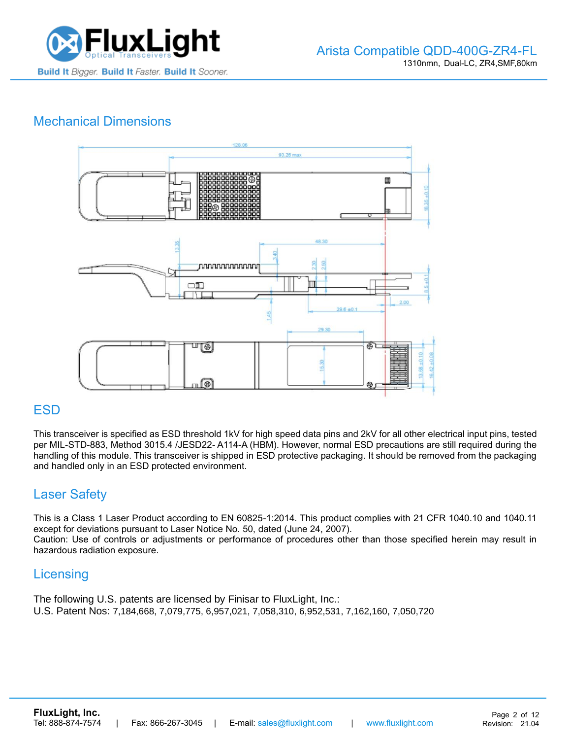## Mechanical Dimensions

128.06

93.26 max

18.35 ±0.10

48.30

13.35

3.40

2.30

2.50

8.5 ±0.1

2.00

29.6 ±0.1

1.45

29.30

15.30

13.66 ±0.10

16.42 ±0.08

## ESD

This transceiver is specified as ESD threshold 1kV for high speed data pins and 2kV for all other electrical input pins, tested per MIL-STD-883, Method 3015.4 /JESD22- A114-A (HBM). However, normal ESD precautions are still required during the handling of this module. This transceiver is shipped in ESD protective packaging. It should be removed from the packaging and handled only in an ESD protected environment.

## Laser Safety

This is a Class 1 Laser Product according to EN 60825-1:2014. This product complies with 21 CFR 1040.10 and 1040.11 except for deviations pursuant to Laser Notice No. 50, dated (June 24, 2007).
Caution: Use of controls or adjustments or performance of procedures other than those specified herein may result in hazardous radiation exposure.

## Licensing

The following U.S. patents are licensed by Finisar to FluxLight, Inc.:
U.S. Patent Nos: 7,184,668, 7,079,775, 6,957,021, 7,058,310, 6,952,531, 7,162,160, 7,050,720